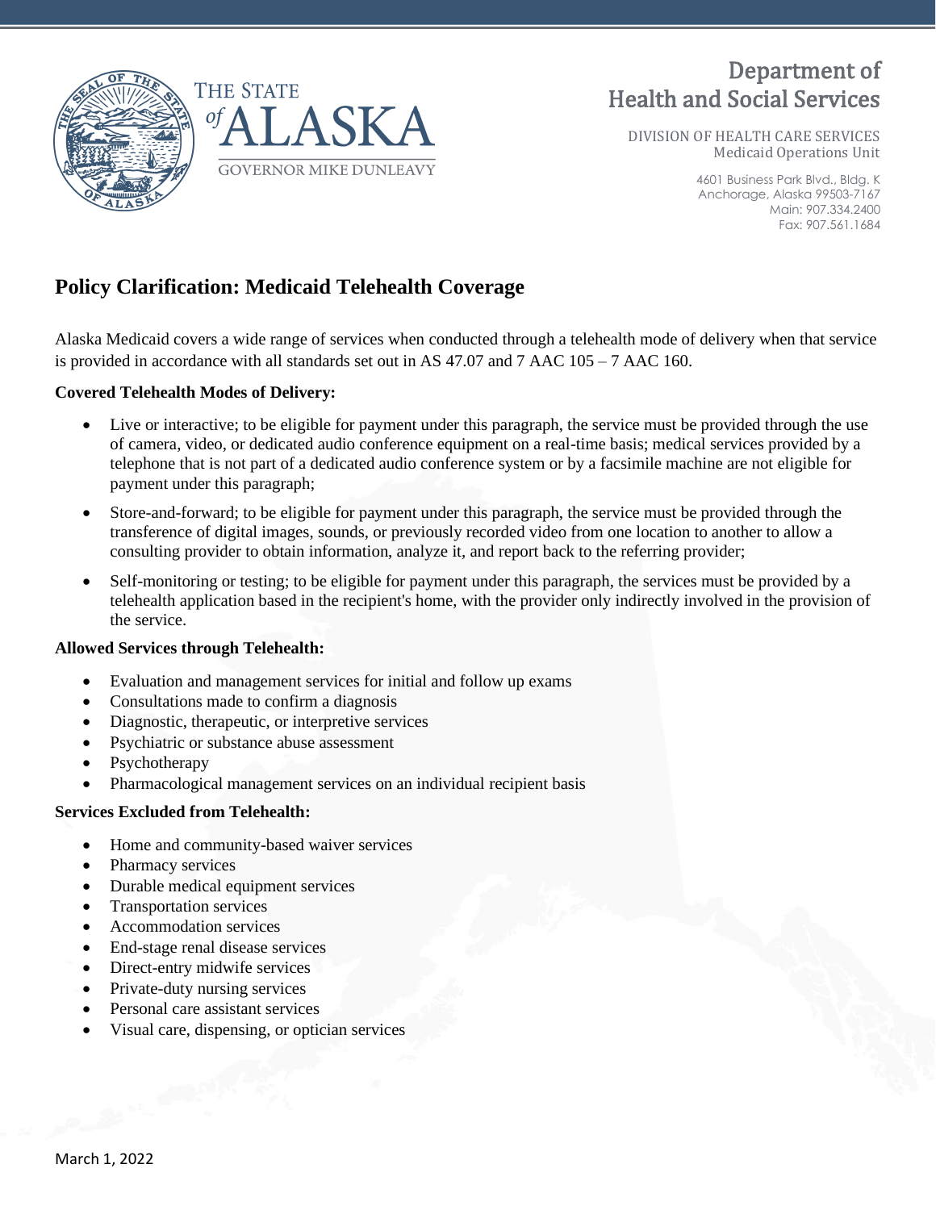THE STATE of ALASKA

GOVERNOR MIKE DUNLEAVY

Department of Health and Social Services

DIVISION OF HEALTH CARE SERVICES
Medicaid Operations Unit

4601 Business Park Blvd., Bldg. K
Anchorage, Alaska 99503-7167
Main: 907.334.2400
Fax: 907.561.1684

# Policy Clarification: Medicaid Telehealth Coverage

Alaska Medicaid covers a wide range of services when conducted through a telehealth mode of delivery when that service is provided in accordance with all standards set out in AS 47.07 and 7 AAC 105 – 7 AAC 160.

**Covered Telehealth Modes of Delivery:**

- Live or interactive; to be eligible for payment under this paragraph, the service must be provided through the use of camera, video, or dedicated audio conference equipment on a real-time basis; medical services provided by a telephone that is not part of a dedicated audio conference system or by a facsimile machine are not eligible for payment under this paragraph;
- Store-and-forward; to be eligible for payment under this paragraph, the service must be provided through the transference of digital images, sounds, or previously recorded video from one location to another to allow a consulting provider to obtain information, analyze it, and report back to the referring provider;
- Self-monitoring or testing; to be eligible for payment under this paragraph, the services must be provided by a telehealth application based in the recipient's home, with the provider only indirectly involved in the provision of the service.

**Allowed Services through Telehealth:**

- Evaluation and management services for initial and follow up exams
- Consultations made to confirm a diagnosis
- Diagnostic, therapeutic, or interpretive services
- Psychiatric or substance abuse assessment
- Psychotherapy
- Pharmacological management services on an individual recipient basis

**Services Excluded from Telehealth:**

- Home and community-based waiver services
- Pharmacy services
- Durable medical equipment services
- Transportation services
- Accommodation services
- End-stage renal disease services
- Direct-entry midwife services
- Private-duty nursing services
- Personal care assistant services
- Visual care, dispensing, or optician services

March 1, 2022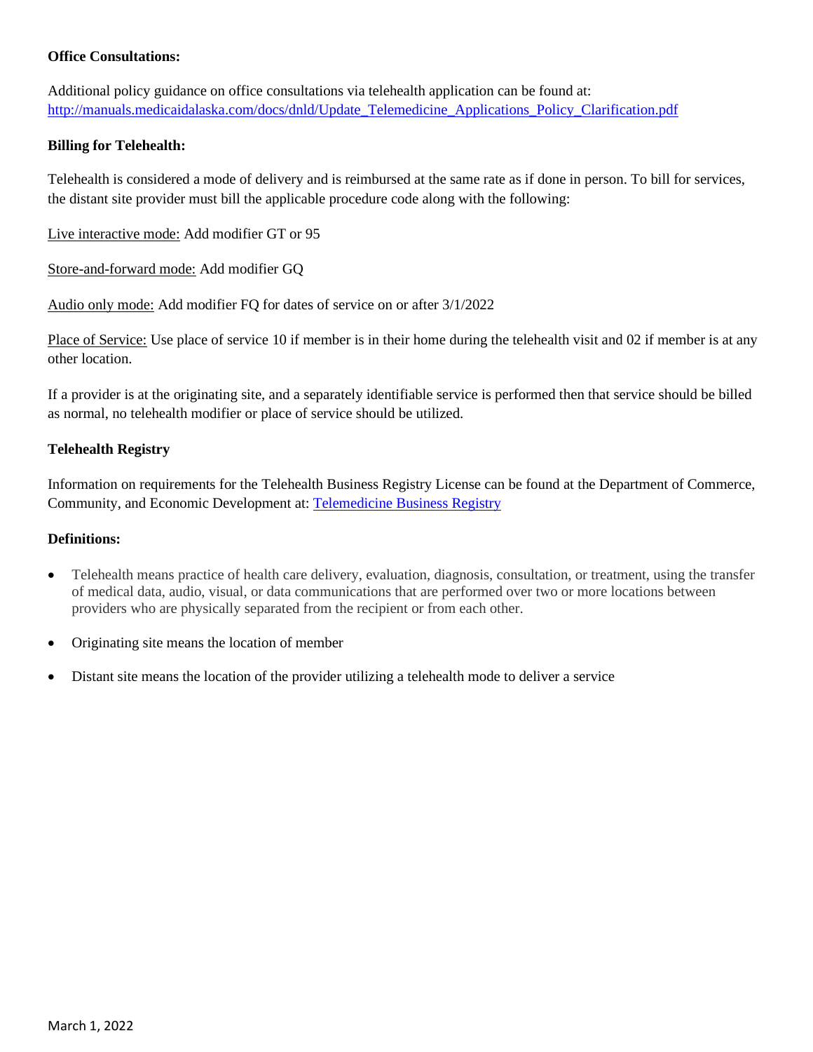**Office Consultations:**

Additional policy guidance on office consultations via telehealth application can be found at: [http://manuals.medicaidalaska.com/docs/dnld/Update_Telemedicine_Applications_Policy_Clarification.pdf](http://manuals.medicaidalaska.com/docs/dnld/Update_Telemedicine_Applications_Policy_Clarification.pdf)

**Billing for Telehealth:**

Telehealth is considered a mode of delivery and is reimbursed at the same rate as if done in person. To bill for services, the distant site provider must bill the applicable procedure code along with the following:

Live interactive mode: Add modifier GT or 95

Store-and-forward mode: Add modifier GQ

Audio only mode: Add modifier FQ for dates of service on or after 3/1/2022

Place of Service: Use place of service 10 if member is in their home during the telehealth visit and 02 if member is at any other location.

If a provider is at the originating site, and a separately identifiable service is performed then that service should be billed as normal, no telehealth modifier or place of service should be utilized.

**Telehealth Registry**

Information on requirements for the Telehealth Business Registry License can be found at the Department of Commerce, Community, and Economic Development at: Telemedicine Business Registry

**Definitions:**

- Telehealth means practice of health care delivery, evaluation, diagnosis, consultation, or treatment, using the transfer of medical data, audio, visual, or data communications that are performed over two or more locations between providers who are physically separated from the recipient or from each other.
- Originating site means the location of member
- Distant site means the location of the provider utilizing a telehealth mode to deliver a service

March 1, 2022